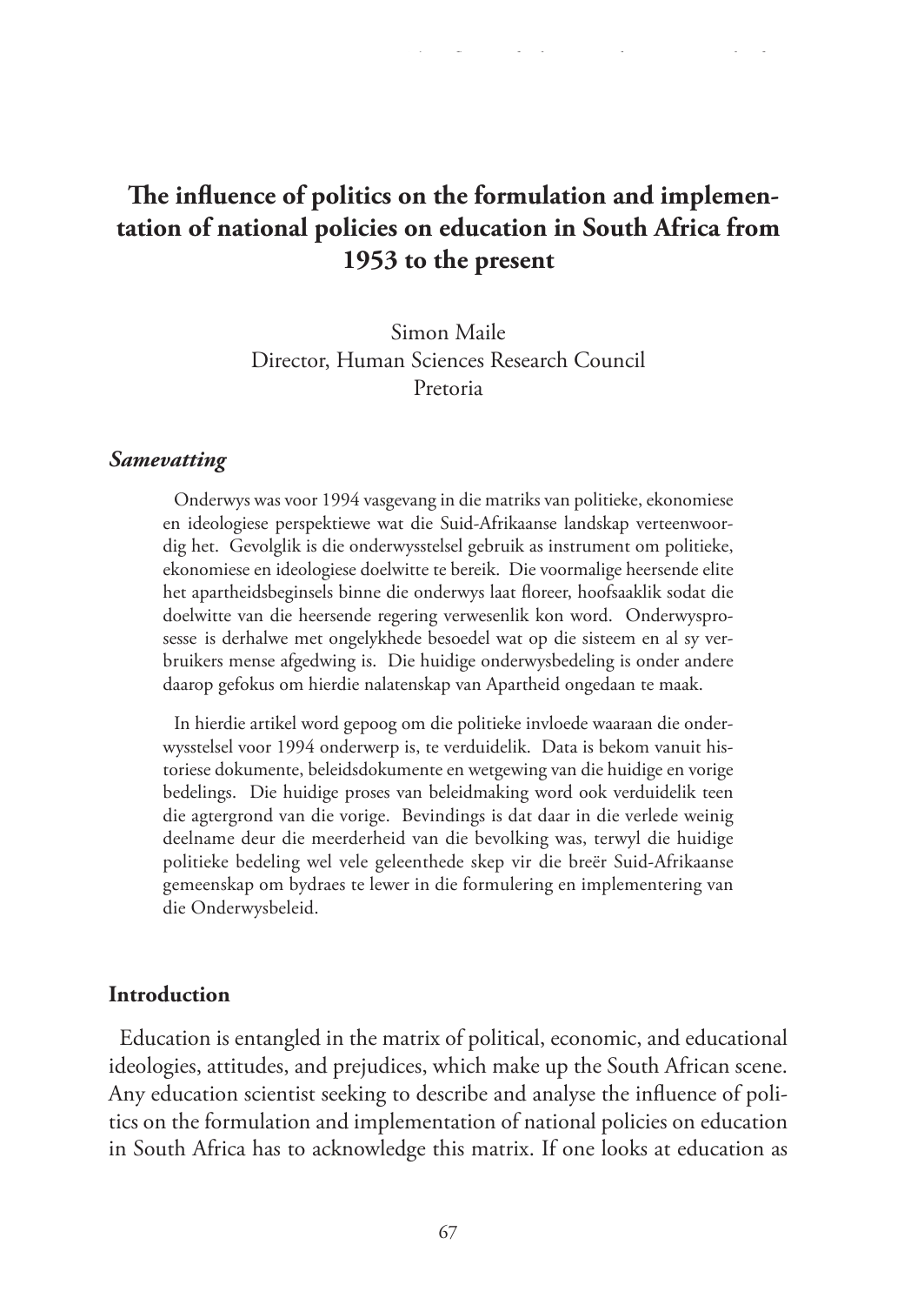# The influence of politics on the formulation and implementation of national policies on education in South Africa from 1953 to the present

Simon Maile
Director, Human Sciences Research Council
Pretoria

### *Samevatting*

Onderwys was voor 1994 vasgevang in die matriks van politieke, ekonomiese en ideologiese perspektiewe wat die Suid-Afrikaanse landskap verteenwoordig het. Gevolglik is die onderwysstelsel gebruik as instrument om politieke, ekonomiese en ideologiese doelwitte te bereik. Die voormalige heersende elite het apartheidsbeginsels binne die onderwys laat floreer, hoofsaaklik sodat die doelwitte van die heersende regering verwesenlik kon word. Onderwysprosesse is derhalwe met ongelykhede besoedel wat op die sisteem en al sy verbruikers mense afgedwing is. Die huidige onderwysbedeling is onder andere daarop gefokus om hierdie nalatenskap van Apartheid ongedaan te maak.

In hierdie artikel word gepoog om die politieke invloede waaraan die onderwysstelsel voor 1994 onderwerp is, te verduidelik. Data is bekom vanuit historiese dokumente, beleidsdokumente en wetgewing van die huidige en vorige bedelings. Die huidige proses van beleidmaking word ook verduidelik teen die agtergrond van die vorige. Bevindings is dat daar in die verlede weinig deelname deur die meerderheid van die bevolking was, terwyl die huidige politieke bedeling wel vele geleenthede skep vir die breër Suid-Afrikaanse gemeenskap om bydraes te lewer in die formulering en implementering van die Onderwysbeleid.

## Introduction

Education is entangled in the matrix of political, economic, and educational ideologies, attitudes, and prejudices, which make up the South African scene. Any education scientist seeking to describe and analyse the influence of politics on the formulation and implementation of national policies on education in South Africa has to acknowledge this matrix. If one looks at education as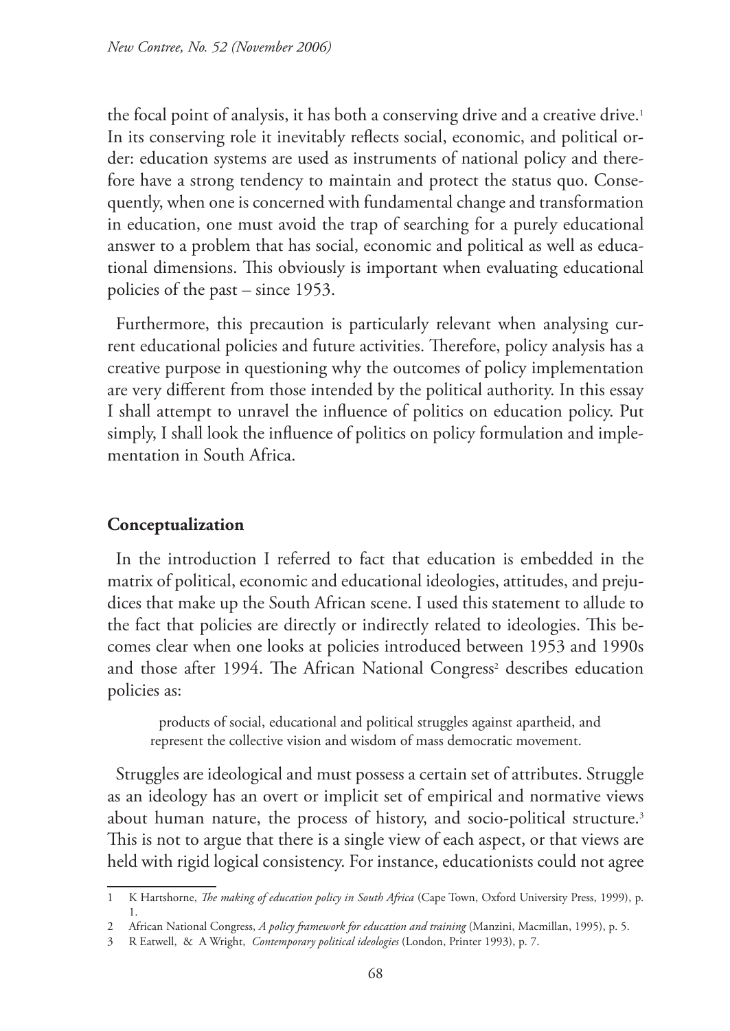the focal point of analysis, it has both a conserving drive and a creative drive.[1] In its conserving role it inevitably reflects social, economic, and political order: education systems are used as instruments of national policy and therefore have a strong tendency to maintain and protect the status quo. Consequently, when one is concerned with fundamental change and transformation in education, one must avoid the trap of searching for a purely educational answer to a problem that has social, economic and political as well as educational dimensions. This obviously is important when evaluating educational policies of the past – since 1953.

Furthermore, this precaution is particularly relevant when analysing current educational policies and future activities. Therefore, policy analysis has a creative purpose in questioning why the outcomes of policy implementation are very different from those intended by the political authority. In this essay I shall attempt to unravel the influence of politics on education policy. Put simply, I shall look the influence of politics on policy formulation and implementation in South Africa.

## Conceptualization

In the introduction I referred to fact that education is embedded in the matrix of political, economic and educational ideologies, attitudes, and prejudices that make up the South African scene. I used this statement to allude to the fact that policies are directly or indirectly related to ideologies. This becomes clear when one looks at policies introduced between 1953 and 1990s and those after 1994. The African National Congress[2] describes education policies as:

> products of social, educational and political struggles against apartheid, and represent the collective vision and wisdom of mass democratic movement.

Struggles are ideological and must possess a certain set of attributes. Struggle as an ideology has an overt or implicit set of empirical and normative views about human nature, the process of history, and socio-political structure.[3] This is not to argue that there is a single view of each aspect, or that views are held with rigid logical consistency. For instance, educationists could not agree

---

1 K Hartshorne, *The making of education policy in South Africa* (Cape Town, Oxford University Press, 1999), p. 1.

2 African National Congress, *A policy framework for education and training* (Manzini, Macmillan, 1995), p. 5.

3 R Eatwell, & A Wright, *Contemporary political ideologies* (London, Printer 1993), p. 7.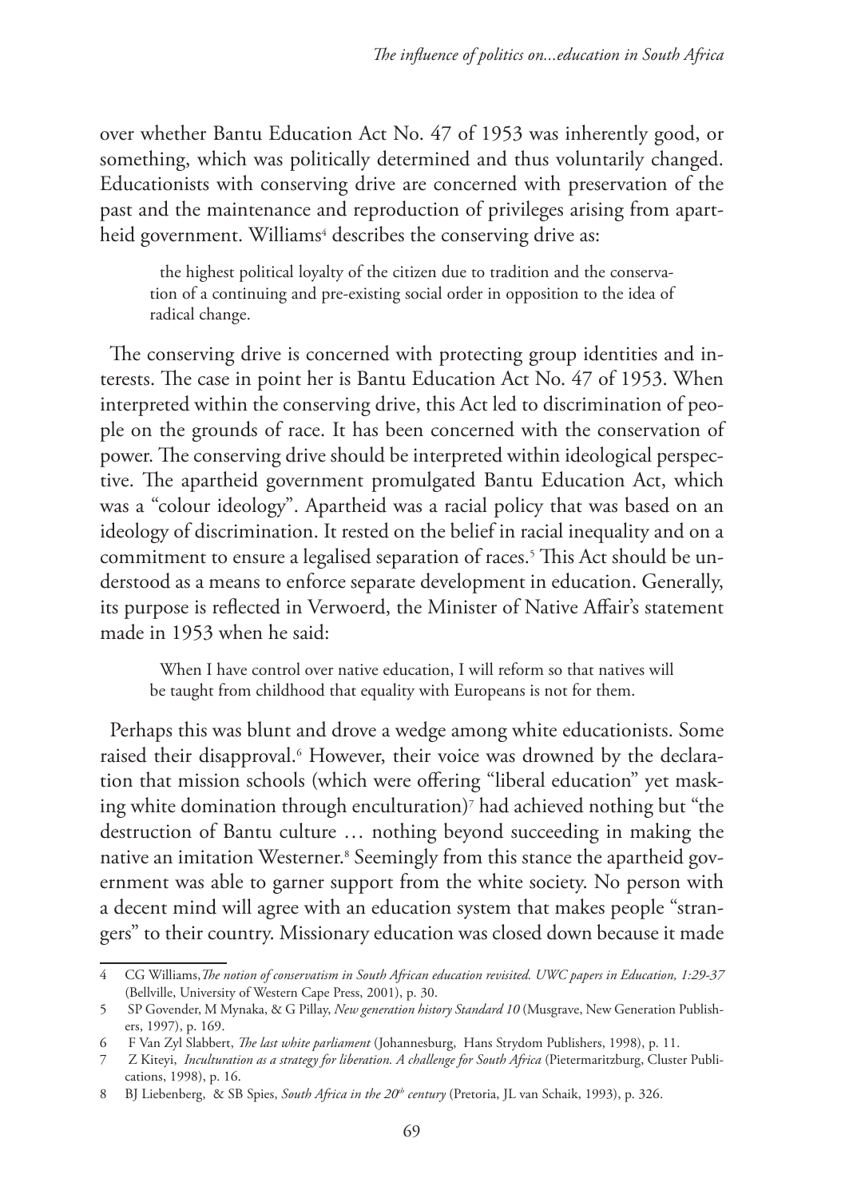over whether Bantu Education Act No. 47 of 1953 was inherently good, or something, which was politically determined and thus voluntarily changed. Educationists with conserving drive are concerned with preservation of the past and the maintenance and reproduction of privileges arising from apartheid government. Williams[4] describes the conserving drive as:

> the highest political loyalty of the citizen due to tradition and the conservation of a continuing and pre-existing social order in opposition to the idea of radical change.

The conserving drive is concerned with protecting group identities and interests. The case in point her is Bantu Education Act No. 47 of 1953. When interpreted within the conserving drive, this Act led to discrimination of people on the grounds of race. It has been concerned with the conservation of power. The conserving drive should be interpreted within ideological perspective. The apartheid government promulgated Bantu Education Act, which was a "colour ideology". Apartheid was a racial policy that was based on an ideology of discrimination. It rested on the belief in racial inequality and on a commitment to ensure a legalised separation of races.[5] This Act should be understood as a means to enforce separate development in education. Generally, its purpose is reflected in Verwoerd, the Minister of Native Affair's statement made in 1953 when he said:

> When I have control over native education, I will reform so that natives will be taught from childhood that equality with Europeans is not for them.

Perhaps this was blunt and drove a wedge among white educationists. Some raised their disapproval.[6] However, their voice was drowned by the declaration that mission schools (which were offering "liberal education" yet masking white domination through enculturation)[7] had achieved nothing but "the destruction of Bantu culture … nothing beyond succeeding in making the native an imitation Westerner.[8] Seemingly from this stance the apartheid government was able to garner support from the white society. No person with a decent mind will agree with an education system that makes people "strangers" to their country. Missionary education was closed down because it made

---

4 CG Williams, *The notion of conservatism in South African education revisited. UWC papers in Education, 1:29-37* (Bellville, University of Western Cape Press, 2001), p. 30.

5 SP Govender, M Mynaka, & G Pillay, *New generation history Standard 10* (Musgrave, New Generation Publishers, 1997), p. 169.

6 F Van Zyl Slabbert, *The last white parliament* (Johannesburg, Hans Strydom Publishers, 1998), p. 11.

7 Z Kiteyi, *Inculturation as a strategy for liberation. A challenge for South Africa* (Pietermaritzburg, Cluster Publications, 1998), p. 16.

8 BJ Liebenberg, & SB Spies, *South Africa in the 20th century* (Pretoria, JL van Schaik, 1993), p. 326.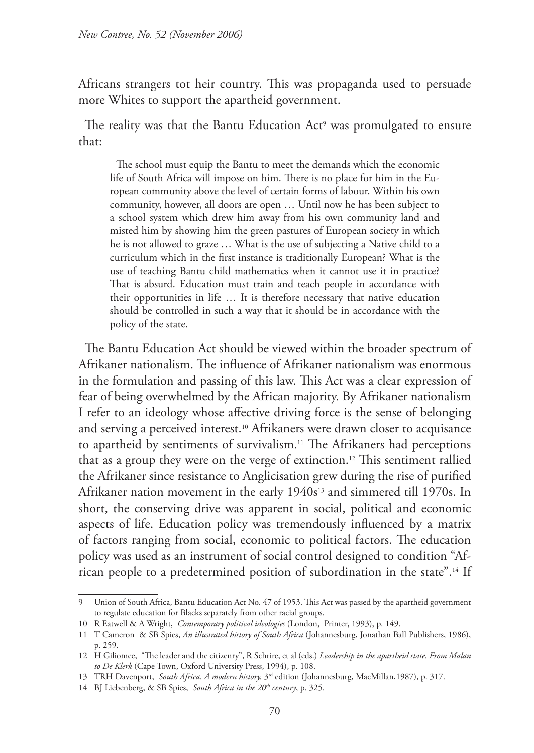Africans strangers tot heir country. This was propaganda used to persuade more Whites to support the apartheid government.

The reality was that the Bantu Education Act[9] was promulgated to ensure that:

> The school must equip the Bantu to meet the demands which the economic life of South Africa will impose on him. There is no place for him in the European community above the level of certain forms of labour. Within his own community, however, all doors are open … Until now he has been subject to a school system which drew him away from his own community land and misted him by showing him the green pastures of European society in which he is not allowed to graze … What is the use of subjecting a Native child to a curriculum which in the first instance is traditionally European? What is the use of teaching Bantu child mathematics when it cannot use it in practice? That is absurd. Education must train and teach people in accordance with their opportunities in life … It is therefore necessary that native education should be controlled in such a way that it should be in accordance with the policy of the state.

The Bantu Education Act should be viewed within the broader spectrum of Afrikaner nationalism. The influence of Afrikaner nationalism was enormous in the formulation and passing of this law. This Act was a clear expression of fear of being overwhelmed by the African majority. By Afrikaner nationalism I refer to an ideology whose affective driving force is the sense of belonging and serving a perceived interest.[10] Afrikaners were drawn closer to acquisance to apartheid by sentiments of survivalism.[11] The Afrikaners had perceptions that as a group they were on the verge of extinction.[12] This sentiment rallied the Afrikaner since resistance to Anglicisation grew during the rise of purified Afrikaner nation movement in the early 1940s[13] and simmered till 1970s. In short, the conserving drive was apparent in social, political and economic aspects of life. Education policy was tremendously influenced by a matrix of factors ranging from social, economic to political factors. The education policy was used as an instrument of social control designed to condition "African people to a predetermined position of subordination in the state".[14] If

---

9 Union of South Africa, Bantu Education Act No. 47 of 1953. This Act was passed by the apartheid government to regulate education for Blacks separately from other racial groups.

10 R Eatwell & A Wright, *Contemporary political ideologies* (London, Printer, 1993), p. 149.

11 T Cameron & SB Spies, *An illustrated history of South Africa* (Johannesburg, Jonathan Ball Publishers, 1986), p. 259.

12 H Giliomee, "The leader and the citizenry", R Schrire, et al (eds.) *Leadership in the apartheid state. From Malan to De Klerk* (Cape Town, Oxford University Press, 1994), p. 108.

13 TRH Davenport, *South Africa. A modern history.* 3rd edition (Johannesburg, MacMillan,1987), p. 317.

14 BJ Liebenberg, & SB Spies, *South Africa in the 20th century*, p. 325.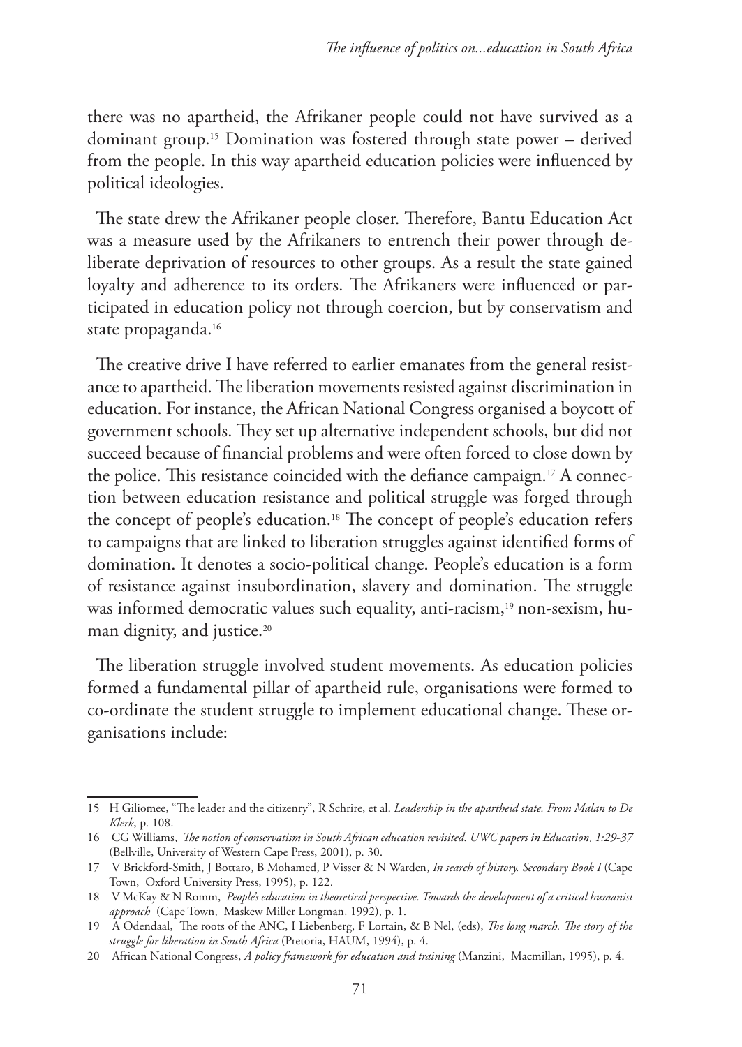there was no apartheid, the Afrikaner people could not have survived as a dominant group.[15] Domination was fostered through state power – derived from the people. In this way apartheid education policies were influenced by political ideologies.

The state drew the Afrikaner people closer. Therefore, Bantu Education Act was a measure used by the Afrikaners to entrench their power through deliberate deprivation of resources to other groups. As a result the state gained loyalty and adherence to its orders. The Afrikaners were influenced or participated in education policy not through coercion, but by conservatism and state propaganda.[16]

The creative drive I have referred to earlier emanates from the general resistance to apartheid. The liberation movements resisted against discrimination in education. For instance, the African National Congress organised a boycott of government schools. They set up alternative independent schools, but did not succeed because of financial problems and were often forced to close down by the police. This resistance coincided with the defiance campaign.[17] A connection between education resistance and political struggle was forged through the concept of people's education.[18] The concept of people's education refers to campaigns that are linked to liberation struggles against identified forms of domination. It denotes a socio-political change. People's education is a form of resistance against insubordination, slavery and domination. The struggle was informed democratic values such equality, anti-racism,[19] non-sexism, human dignity, and justice.[20]

The liberation struggle involved student movements. As education policies formed a fundamental pillar of apartheid rule, organisations were formed to co-ordinate the student struggle to implement educational change. These organisations include:

---

15 H Giliomee, "The leader and the citizenry", R Schrire, et al. *Leadership in the apartheid state. From Malan to De Klerk*, p. 108.

16 CG Williams, *The notion of conservatism in South African education revisited. UWC papers in Education, 1:29-37* (Bellville, University of Western Cape Press, 2001), p. 30.

17 V Brickford-Smith, J Bottaro, B Mohamed, P Visser & N Warden, *In search of history. Secondary Book I* (Cape Town, Oxford University Press, 1995), p. 122.

18 V McKay & N Romm, *People's education in theoretical perspective. Towards the development of a critical humanist approach* (Cape Town, Maskew Miller Longman, 1992), p. 1.

19 A Odendaal, The roots of the ANC, I Liebenberg, F Lortain, & B Nel, (eds), *The long march. The story of the struggle for liberation in South Africa* (Pretoria, HAUM, 1994), p. 4.

20 African National Congress, *A policy framework for education and training* (Manzini, Macmillan, 1995), p. 4.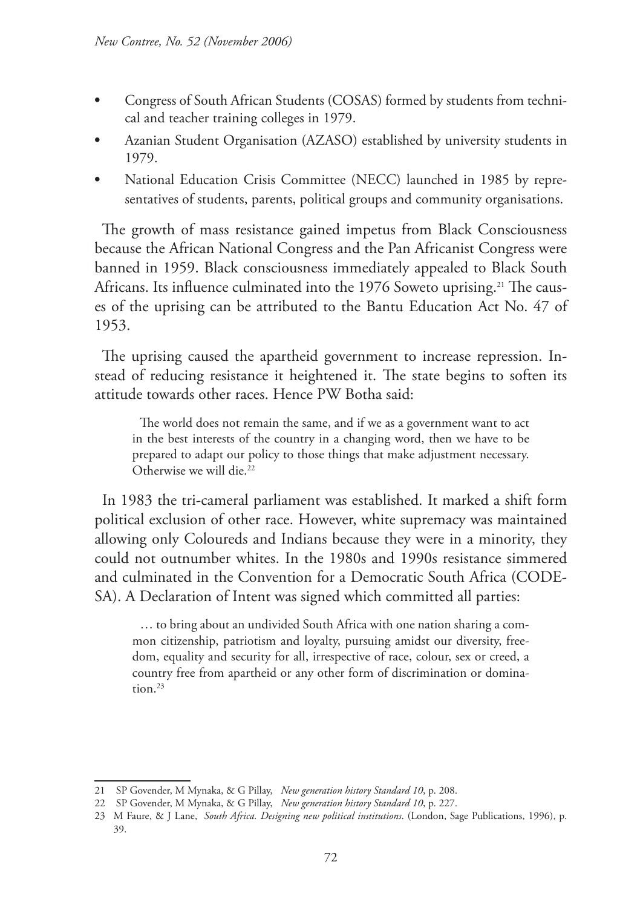- Congress of South African Students (COSAS) formed by students from technical and teacher training colleges in 1979.
- Azanian Student Organisation (AZASO) established by university students in 1979.
- National Education Crisis Committee (NECC) launched in 1985 by representatives of students, parents, political groups and community organisations.

The growth of mass resistance gained impetus from Black Consciousness because the African National Congress and the Pan Africanist Congress were banned in 1959. Black consciousness immediately appealed to Black South Africans. Its influence culminated into the 1976 Soweto uprising.[21] The causes of the uprising can be attributed to the Bantu Education Act No. 47 of 1953.

The uprising caused the apartheid government to increase repression. Instead of reducing resistance it heightened it. The state begins to soften its attitude towards other races. Hence PW Botha said:

> The world does not remain the same, and if we as a government want to act in the best interests of the country in a changing word, then we have to be prepared to adapt our policy to those things that make adjustment necessary. Otherwise we will die.[22]

In 1983 the tri-cameral parliament was established. It marked a shift form political exclusion of other race. However, white supremacy was maintained allowing only Coloureds and Indians because they were in a minority, they could not outnumber whites. In the 1980s and 1990s resistance simmered and culminated in the Convention for a Democratic South Africa (CODESA). A Declaration of Intent was signed which committed all parties:

> … to bring about an undivided South Africa with one nation sharing a common citizenship, patriotism and loyalty, pursuing amidst our diversity, freedom, equality and security for all, irrespective of race, colour, sex or creed, a country free from apartheid or any other form of discrimination or domination.[23]

---

21 SP Govender, M Mynaka, & G Pillay, *New generation history Standard 10*, p. 208.

22 SP Govender, M Mynaka, & G Pillay, *New generation history Standard 10*, p. 227.

23 M Faure, & J Lane, *South Africa. Designing new political institutions*. (London, Sage Publications, 1996), p. 39.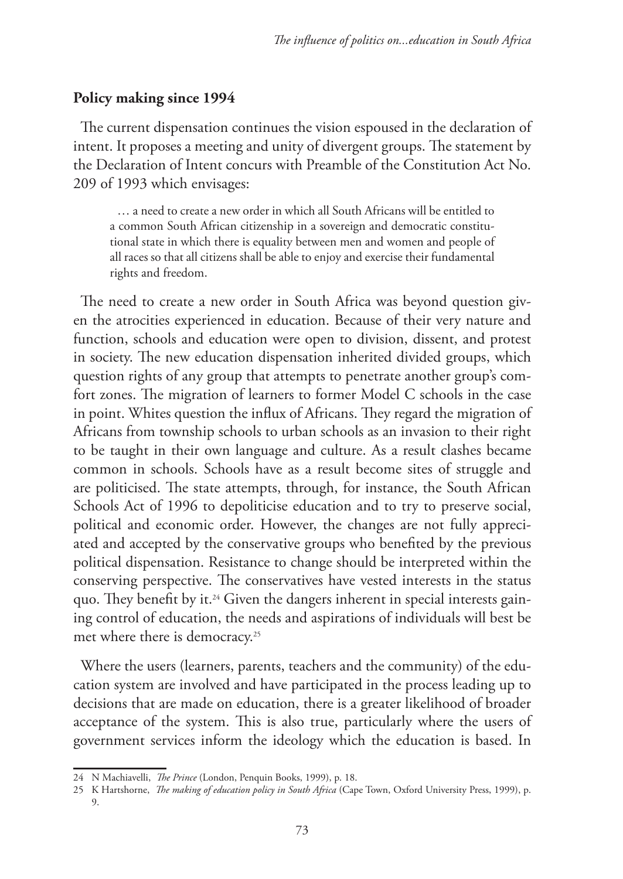**Policy making since 1994**

The current dispensation continues the vision espoused in the declaration of intent. It proposes a meeting and unity of divergent groups. The statement by the Declaration of Intent concurs with Preamble of the Constitution Act No. 209 of 1993 which envisages:

> … a need to create a new order in which all South Africans will be entitled to a common South African citizenship in a sovereign and democratic constitutional state in which there is equality between men and women and people of all races so that all citizens shall be able to enjoy and exercise their fundamental rights and freedom.

The need to create a new order in South Africa was beyond question given the atrocities experienced in education. Because of their very nature and function, schools and education were open to division, dissent, and protest in society. The new education dispensation inherited divided groups, which question rights of any group that attempts to penetrate another group's comfort zones. The migration of learners to former Model C schools in the case in point. Whites question the influx of Africans. They regard the migration of Africans from township schools to urban schools as an invasion to their right to be taught in their own language and culture. As a result clashes became common in schools. Schools have as a result become sites of struggle and are politicised. The state attempts, through, for instance, the South African Schools Act of 1996 to depoliticise education and to try to preserve social, political and economic order. However, the changes are not fully appreciated and accepted by the conservative groups who benefited by the previous political dispensation. Resistance to change should be interpreted within the conserving perspective. The conservatives have vested interests in the status quo. They benefit by it.[24] Given the dangers inherent in special interests gaining control of education, the needs and aspirations of individuals will best be met where there is democracy.[25]

Where the users (learners, parents, teachers and the community) of the education system are involved and have participated in the process leading up to decisions that are made on education, there is a greater likelihood of broader acceptance of the system. This is also true, particularly where the users of government services inform the ideology which the education is based. In

---

24 N Machiavelli, *The Prince* (London, Penquin Books, 1999), p. 18.

25 K Hartshorne, *The making of education policy in South Africa* (Cape Town, Oxford University Press, 1999), p. 9.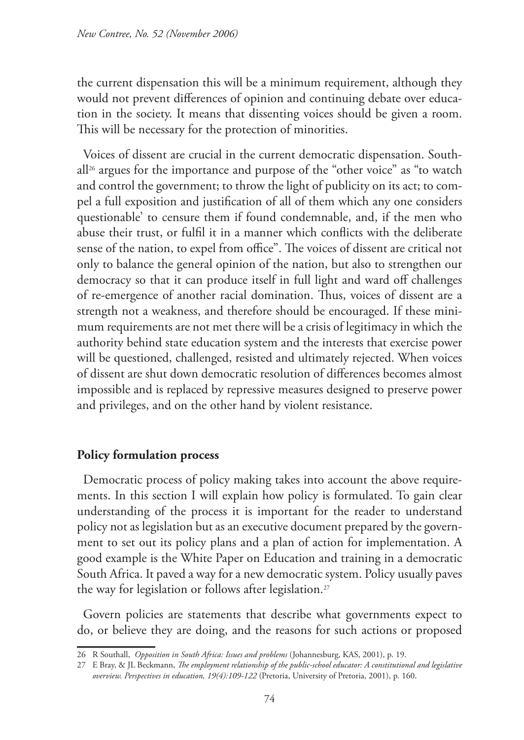the current dispensation this will be a minimum requirement, although they would not prevent differences of opinion and continuing debate over education in the society. It means that dissenting voices should be given a room. This will be necessary for the protection of minorities.

Voices of dissent are crucial in the current democratic dispensation. Southall[26] argues for the importance and purpose of the "other voice" as "to watch and control the government; to throw the light of publicity on its act; to compel a full exposition and justification of all of them which any one considers questionable' to censure them if found condemnable, and, if the men who abuse their trust, or fulfil it in a manner which conflicts with the deliberate sense of the nation, to expel from office". The voices of dissent are critical not only to balance the general opinion of the nation, but also to strengthen our democracy so that it can produce itself in full light and ward off challenges of re-emergence of another racial domination. Thus, voices of dissent are a strength not a weakness, and therefore should be encouraged. If these minimum requirements are not met there will be a crisis of legitimacy in which the authority behind state education system and the interests that exercise power will be questioned, challenged, resisted and ultimately rejected. When voices of dissent are shut down democratic resolution of differences becomes almost impossible and is replaced by repressive measures designed to preserve power and privileges, and on the other hand by violent resistance.

## Policy formulation process

Democratic process of policy making takes into account the above requirements. In this section I will explain how policy is formulated. To gain clear understanding of the process it is important for the reader to understand policy not as legislation but as an executive document prepared by the government to set out its policy plans and a plan of action for implementation. A good example is the White Paper on Education and training in a democratic South Africa. It paved a way for a new democratic system. Policy usually paves the way for legislation or follows after legislation.[27]

Govern policies are statements that describe what governments expect to do, or believe they are doing, and the reasons for such actions or proposed

---

26 R Southall, *Opposition in South Africa: Issues and problems* (Johannesburg, KAS, 2001), p. 19.

27 E Bray, & JL Beckmann, *The employment relationship of the public-school educator: A constitutional and legislative overview. Perspectives in education, 19(4):109-122* (Pretoria, University of Pretoria, 2001), p. 160.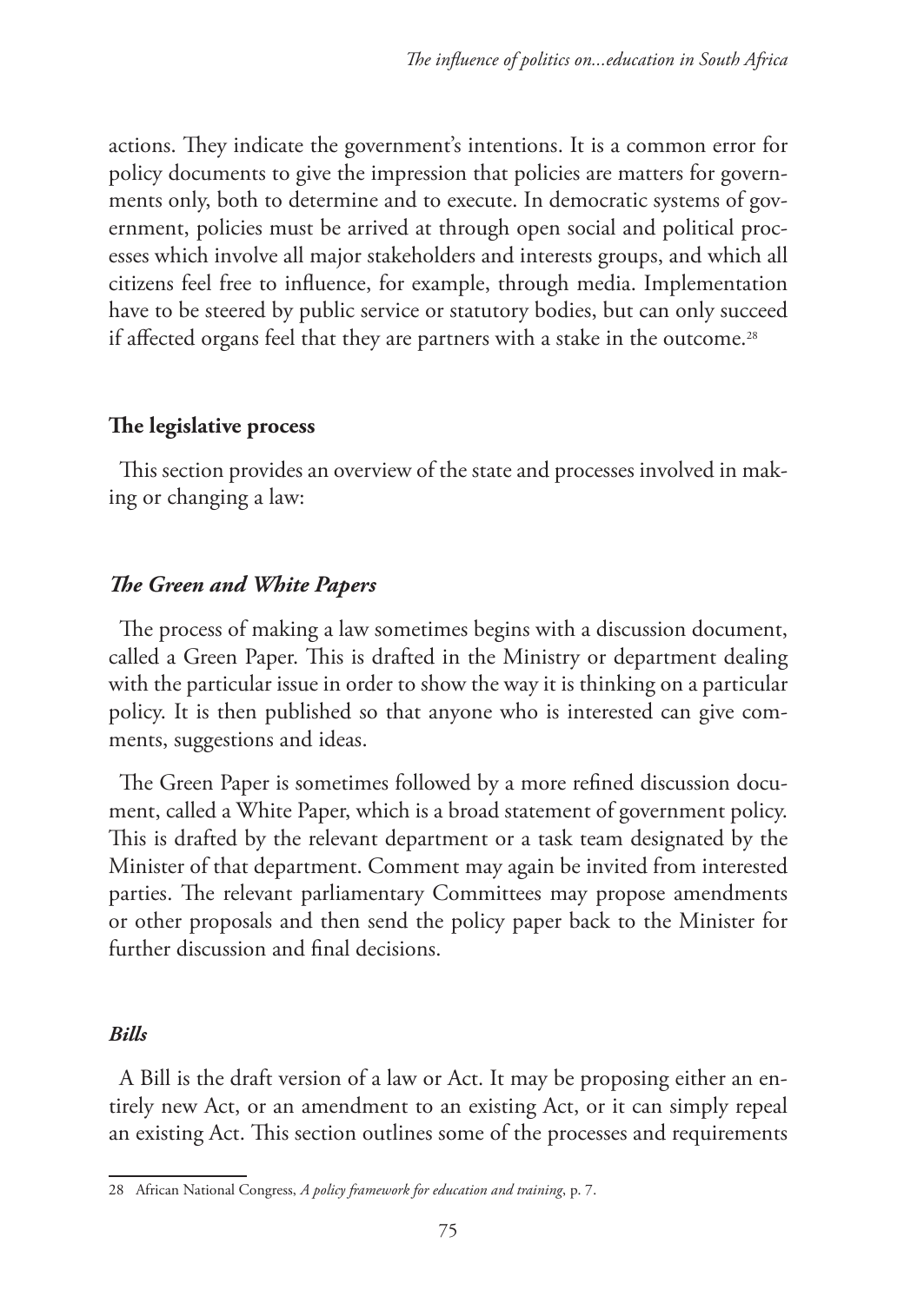actions. They indicate the government's intentions. It is a common error for policy documents to give the impression that policies are matters for governments only, both to determine and to execute. In democratic systems of government, policies must be arrived at through open social and political processes which involve all major stakeholders and interests groups, and which all citizens feel free to influence, for example, through media. Implementation have to be steered by public service or statutory bodies, but can only succeed if affected organs feel that they are partners with a stake in the outcome.[28]

## The legislative process

This section provides an overview of the state and processes involved in making or changing a law:

### *The Green and White Papers*

The process of making a law sometimes begins with a discussion document, called a Green Paper. This is drafted in the Ministry or department dealing with the particular issue in order to show the way it is thinking on a particular policy. It is then published so that anyone who is interested can give comments, suggestions and ideas.

The Green Paper is sometimes followed by a more refined discussion document, called a White Paper, which is a broad statement of government policy. This is drafted by the relevant department or a task team designated by the Minister of that department. Comment may again be invited from interested parties. The relevant parliamentary Committees may propose amendments or other proposals and then send the policy paper back to the Minister for further discussion and final decisions.

### *Bills*

A Bill is the draft version of a law or Act. It may be proposing either an entirely new Act, or an amendment to an existing Act, or it can simply repeal an existing Act. This section outlines some of the processes and requirements

---

28 African National Congress, *A policy framework for education and training*, p. 7.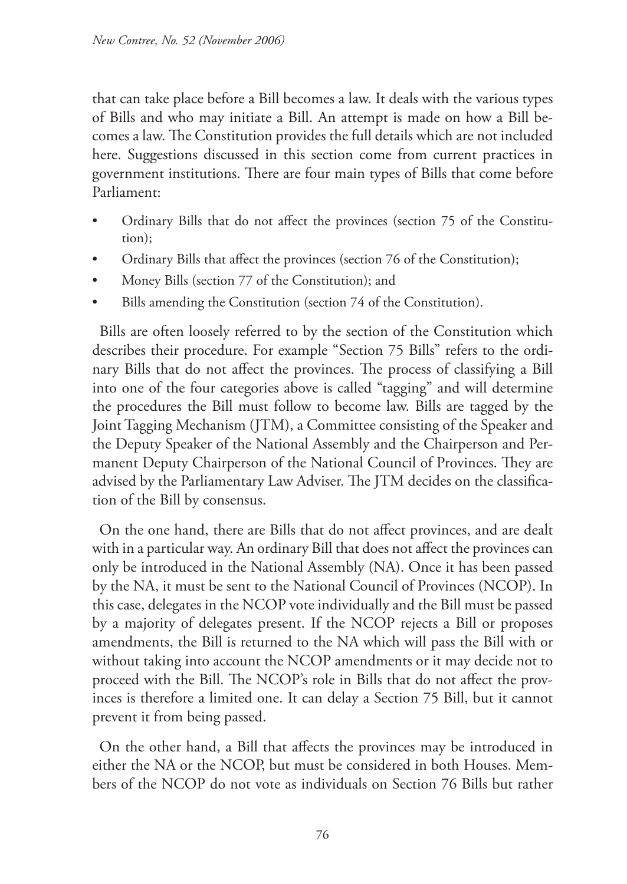that can take place before a Bill becomes a law. It deals with the various types of Bills and who may initiate a Bill. An attempt is made on how a Bill becomes a law. The Constitution provides the full details which are not included here. Suggestions discussed in this section come from current practices in government institutions. There are four main types of Bills that come before Parliament:

- Ordinary Bills that do not affect the provinces (section 75 of the Constitution);
- Ordinary Bills that affect the provinces (section 76 of the Constitution);
- Money Bills (section 77 of the Constitution); and
- Bills amending the Constitution (section 74 of the Constitution).

Bills are often loosely referred to by the section of the Constitution which describes their procedure. For example "Section 75 Bills" refers to the ordinary Bills that do not affect the provinces. The process of classifying a Bill into one of the four categories above is called "tagging" and will determine the procedures the Bill must follow to become law. Bills are tagged by the Joint Tagging Mechanism (JTM), a Committee consisting of the Speaker and the Deputy Speaker of the National Assembly and the Chairperson and Permanent Deputy Chairperson of the National Council of Provinces. They are advised by the Parliamentary Law Adviser. The JTM decides on the classification of the Bill by consensus.

On the one hand, there are Bills that do not affect provinces, and are dealt with in a particular way. An ordinary Bill that does not affect the provinces can only be introduced in the National Assembly (NA). Once it has been passed by the NA, it must be sent to the National Council of Provinces (NCOP). In this case, delegates in the NCOP vote individually and the Bill must be passed by a majority of delegates present. If the NCOP rejects a Bill or proposes amendments, the Bill is returned to the NA which will pass the Bill with or without taking into account the NCOP amendments or it may decide not to proceed with the Bill. The NCOP's role in Bills that do not affect the provinces is therefore a limited one. It can delay a Section 75 Bill, but it cannot prevent it from being passed.

On the other hand, a Bill that affects the provinces may be introduced in either the NA or the NCOP, but must be considered in both Houses. Members of the NCOP do not vote as individuals on Section 76 Bills but rather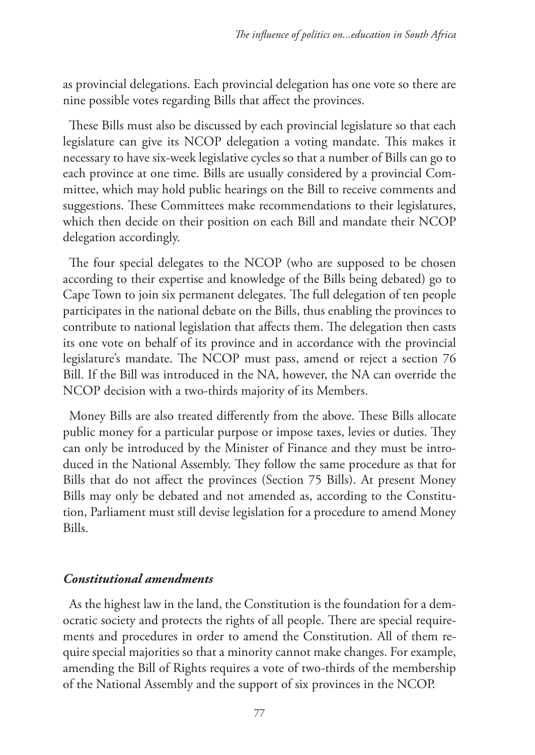as provincial delegations. Each provincial delegation has one vote so there are nine possible votes regarding Bills that affect the provinces.

These Bills must also be discussed by each provincial legislature so that each legislature can give its NCOP delegation a voting mandate. This makes it necessary to have six-week legislative cycles so that a number of Bills can go to each province at one time. Bills are usually considered by a provincial Committee, which may hold public hearings on the Bill to receive comments and suggestions. These Committees make recommendations to their legislatures, which then decide on their position on each Bill and mandate their NCOP delegation accordingly.

The four special delegates to the NCOP (who are supposed to be chosen according to their expertise and knowledge of the Bills being debated) go to Cape Town to join six permanent delegates. The full delegation of ten people participates in the national debate on the Bills, thus enabling the provinces to contribute to national legislation that affects them. The delegation then casts its one vote on behalf of its province and in accordance with the provincial legislature's mandate. The NCOP must pass, amend or reject a section 76 Bill. If the Bill was introduced in the NA, however, the NA can override the NCOP decision with a two-thirds majority of its Members.

Money Bills are also treated differently from the above. These Bills allocate public money for a particular purpose or impose taxes, levies or duties. They can only be introduced by the Minister of Finance and they must be introduced in the National Assembly. They follow the same procedure as that for Bills that do not affect the provinces (Section 75 Bills). At present Money Bills may only be debated and not amended as, according to the Constitution, Parliament must still devise legislation for a procedure to amend Money Bills.

### *Constitutional amendments*

As the highest law in the land, the Constitution is the foundation for a democratic society and protects the rights of all people. There are special requirements and procedures in order to amend the Constitution. All of them require special majorities so that a minority cannot make changes. For example, amending the Bill of Rights requires a vote of two-thirds of the membership of the National Assembly and the support of six provinces in the NCOP.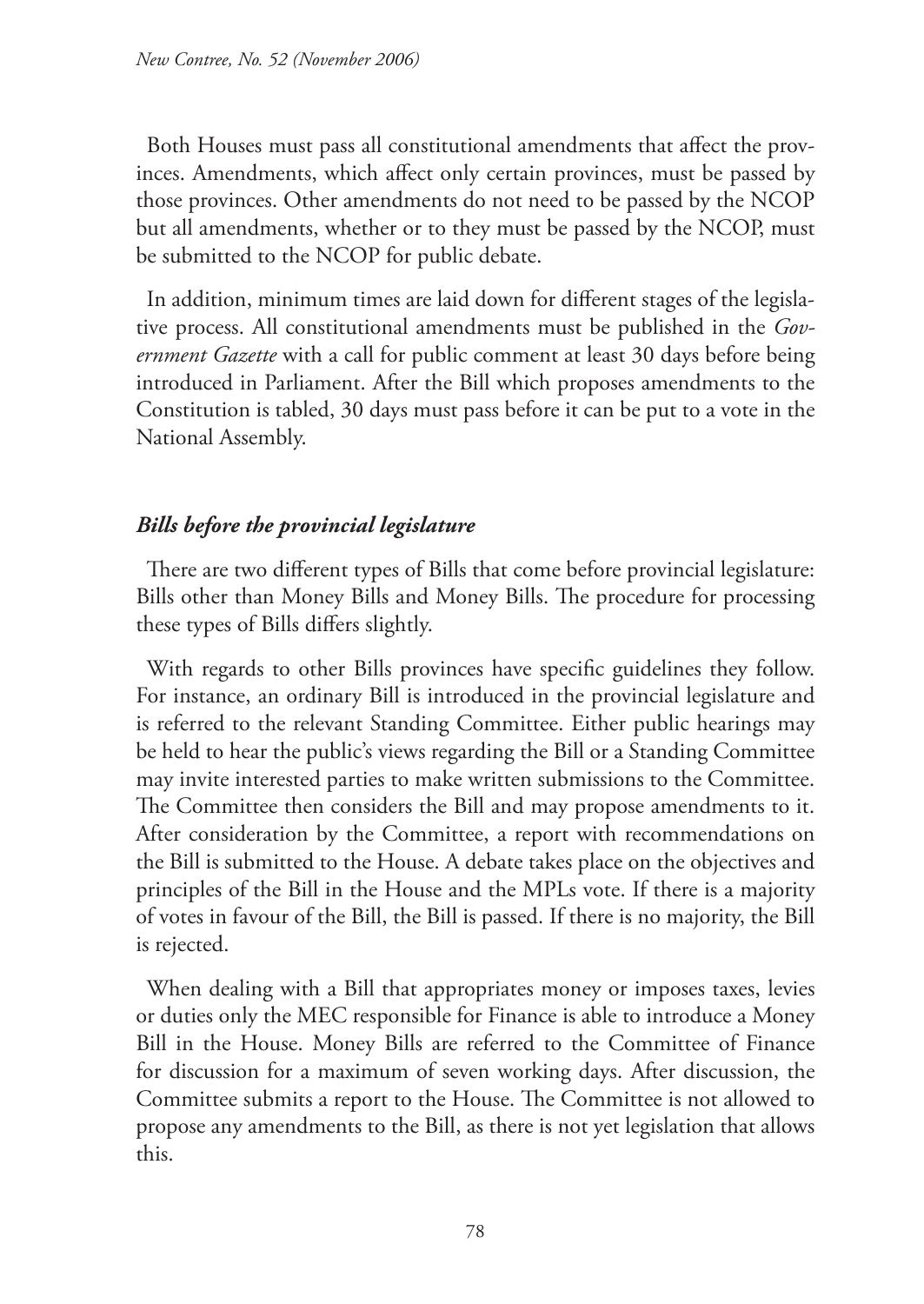Both Houses must pass all constitutional amendments that affect the provinces. Amendments, which affect only certain provinces, must be passed by those provinces. Other amendments do not need to be passed by the NCOP but all amendments, whether or to they must be passed by the NCOP, must be submitted to the NCOP for public debate.

In addition, minimum times are laid down for different stages of the legislative process. All constitutional amendments must be published in the *Government Gazette* with a call for public comment at least 30 days before being introduced in Parliament. After the Bill which proposes amendments to the Constitution is tabled, 30 days must pass before it can be put to a vote in the National Assembly.

### ***Bills before the provincial legislature***

There are two different types of Bills that come before provincial legislature: Bills other than Money Bills and Money Bills. The procedure for processing these types of Bills differs slightly.

With regards to other Bills provinces have specific guidelines they follow. For instance, an ordinary Bill is introduced in the provincial legislature and is referred to the relevant Standing Committee. Either public hearings may be held to hear the public's views regarding the Bill or a Standing Committee may invite interested parties to make written submissions to the Committee. The Committee then considers the Bill and may propose amendments to it. After consideration by the Committee, a report with recommendations on the Bill is submitted to the House. A debate takes place on the objectives and principles of the Bill in the House and the MPLs vote. If there is a majority of votes in favour of the Bill, the Bill is passed. If there is no majority, the Bill is rejected.

When dealing with a Bill that appropriates money or imposes taxes, levies or duties only the MEC responsible for Finance is able to introduce a Money Bill in the House. Money Bills are referred to the Committee of Finance for discussion for a maximum of seven working days. After discussion, the Committee submits a report to the House. The Committee is not allowed to propose any amendments to the Bill, as there is not yet legislation that allows this.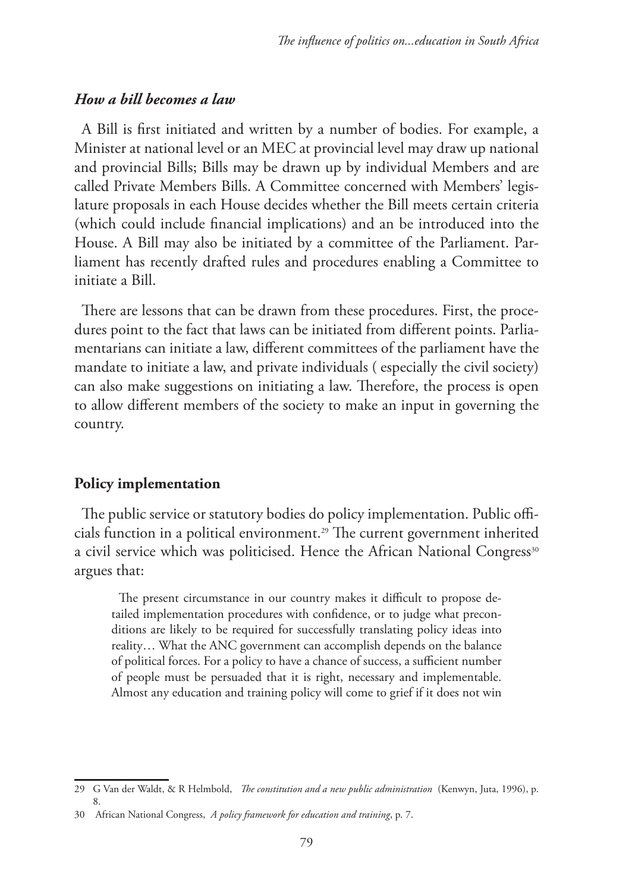### *How a bill becomes a law*

A Bill is first initiated and written by a number of bodies. For example, a Minister at national level or an MEC at provincial level may draw up national and provincial Bills; Bills may be drawn up by individual Members and are called Private Members Bills. A Committee concerned with Members' legislature proposals in each House decides whether the Bill meets certain criteria (which could include financial implications) and an be introduced into the House. A Bill may also be initiated by a committee of the Parliament. Parliament has recently drafted rules and procedures enabling a Committee to initiate a Bill.

There are lessons that can be drawn from these procedures. First, the procedures point to the fact that laws can be initiated from different points. Parliamentarians can initiate a law, different committees of the parliament have the mandate to initiate a law, and private individuals ( especially the civil society) can also make suggestions on initiating a law. Therefore, the process is open to allow different members of the society to make an input in governing the country.

### **Policy implementation**

The public service or statutory bodies do policy implementation. Public officials function in a political environment.[29] The current government inherited a civil service which was politicised. Hence the African National Congress[30] argues that:

> The present circumstance in our country makes it difficult to propose detailed implementation procedures with confidence, or to judge what preconditions are likely to be required for successfully translating policy ideas into reality… What the ANC government can accomplish depends on the balance of political forces. For a policy to have a chance of success, a sufficient number of people must be persuaded that it is right, necessary and implementable. Almost any education and training policy will come to grief if it does not win

---

29 G Van der Waldt, & R Helmbold, *The constitution and a new public administration* (Kenwyn, Juta, 1996), p. 8.

30 African National Congress, *A policy framework for education and training*, p. 7.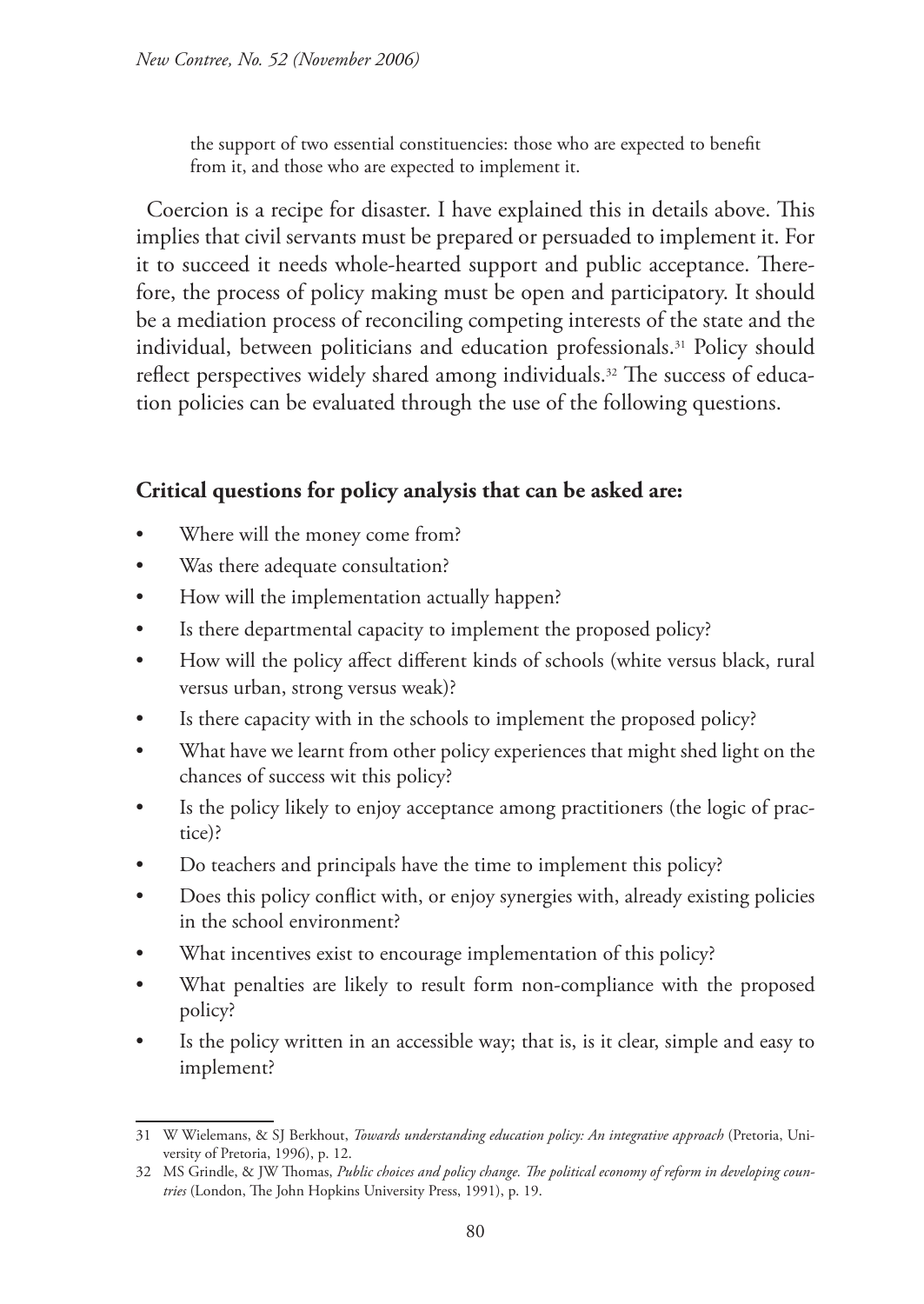the support of two essential constituencies: those who are expected to benefit from it, and those who are expected to implement it.

Coercion is a recipe for disaster. I have explained this in details above. This implies that civil servants must be prepared or persuaded to implement it. For it to succeed it needs whole-hearted support and public acceptance. Therefore, the process of policy making must be open and participatory. It should be a mediation process of reconciling competing interests of the state and the individual, between politicians and education professionals.[31] Policy should reflect perspectives widely shared among individuals.[32] The success of education policies can be evaluated through the use of the following questions.

## Critical questions for policy analysis that can be asked are:

- Where will the money come from?
- Was there adequate consultation?
- How will the implementation actually happen?
- Is there departmental capacity to implement the proposed policy?
- How will the policy affect different kinds of schools (white versus black, rural versus urban, strong versus weak)?
- Is there capacity with in the schools to implement the proposed policy?
- What have we learnt from other policy experiences that might shed light on the chances of success wit this policy?
- Is the policy likely to enjoy acceptance among practitioners (the logic of practice)?
- Do teachers and principals have the time to implement this policy?
- Does this policy conflict with, or enjoy synergies with, already existing policies in the school environment?
- What incentives exist to encourage implementation of this policy?
- What penalties are likely to result form non-compliance with the proposed policy?
- Is the policy written in an accessible way; that is, is it clear, simple and easy to implement?

---

31 W Wielemans, & SJ Berkhout, *Towards understanding education policy: An integrative approach* (Pretoria, University of Pretoria, 1996), p. 12.

32 MS Grindle, & JW Thomas, *Public choices and policy change. The political economy of reform in developing countries* (London, The John Hopkins University Press, 1991), p. 19.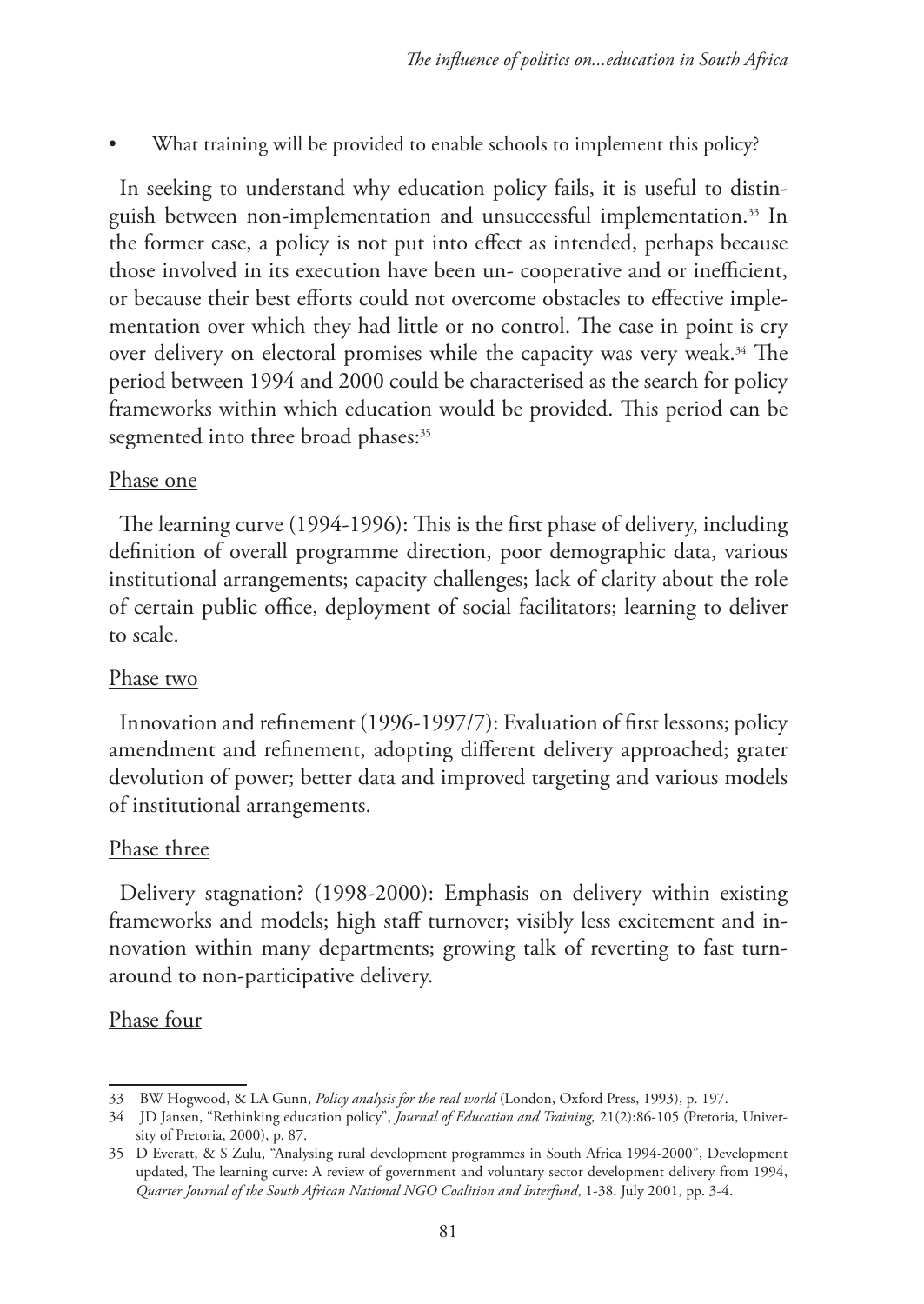- What training will be provided to enable schools to implement this policy?

In seeking to understand why education policy fails, it is useful to distinguish between non-implementation and unsuccessful implementation.[33] In the former case, a policy is not put into effect as intended, perhaps because those involved in its execution have been un- cooperative and or inefficient, or because their best efforts could not overcome obstacles to effective implementation over which they had little or no control. The case in point is cry over delivery on electoral promises while the capacity was very weak.[34] The period between 1994 and 2000 could be characterised as the search for policy frameworks within which education would be provided. This period can be segmented into three broad phases:[35]

Phase one

The learning curve (1994-1996): This is the first phase of delivery, including definition of overall programme direction, poor demographic data, various institutional arrangements; capacity challenges; lack of clarity about the role of certain public office, deployment of social facilitators; learning to deliver to scale.

Phase two

Innovation and refinement (1996-1997/7): Evaluation of first lessons; policy amendment and refinement, adopting different delivery approached; grater devolution of power; better data and improved targeting and various models of institutional arrangements.

Phase three

Delivery stagnation? (1998-2000): Emphasis on delivery within existing frameworks and models; high staff turnover; visibly less excitement and innovation within many departments; growing talk of reverting to fast turnaround to non-participative delivery.

Phase four

---

33 BW Hogwood, & LA Gunn, *Policy analysis for the real world* (London, Oxford Press, 1993), p. 197.

34 JD Jansen, "Rethinking education policy", *Journal of Education and Training,* 21(2):86-105 (Pretoria, University of Pretoria, 2000), p. 87.

35 D Everatt, & S Zulu, "Analysing rural development programmes in South Africa 1994-2000", Development updated, The learning curve: A review of government and voluntary sector development delivery from 1994, *Quarter Journal of the South African National NGO Coalition and Interfund*, 1-38. July 2001, pp. 3-4.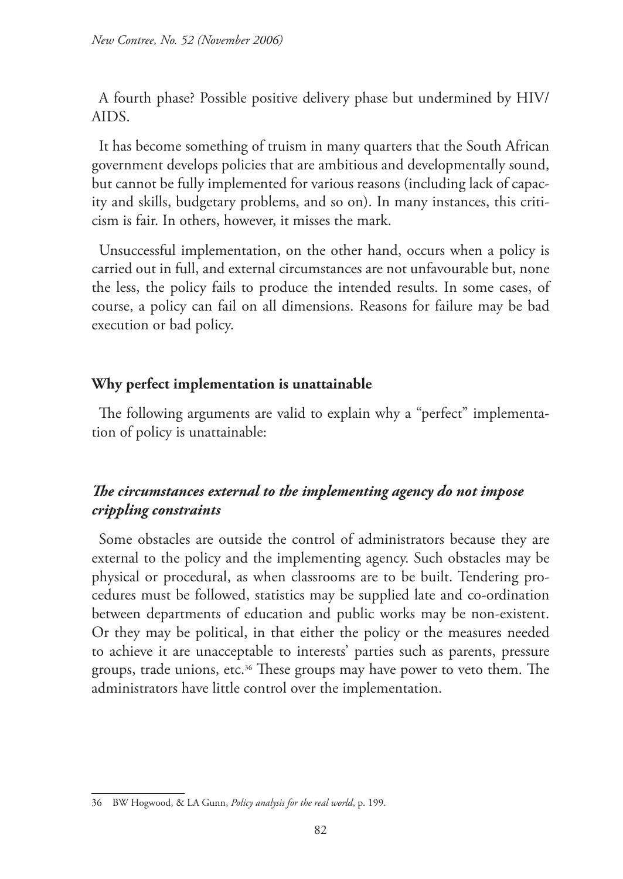A fourth phase? Possible positive delivery phase but undermined by HIV/AIDS.

It has become something of truism in many quarters that the South African government develops policies that are ambitious and developmentally sound, but cannot be fully implemented for various reasons (including lack of capacity and skills, budgetary problems, and so on). In many instances, this criticism is fair. In others, however, it misses the mark.

Unsuccessful implementation, on the other hand, occurs when a policy is carried out in full, and external circumstances are not unfavourable but, none the less, the policy fails to produce the intended results. In some cases, of course, a policy can fail on all dimensions. Reasons for failure may be bad execution or bad policy.

## Why perfect implementation is unattainable

The following arguments are valid to explain why a "perfect" implementation of policy is unattainable:

### *The circumstances external to the implementing agency do not impose crippling constraints*

Some obstacles are outside the control of administrators because they are external to the policy and the implementing agency. Such obstacles may be physical or procedural, as when classrooms are to be built. Tendering procedures must be followed, statistics may be supplied late and co-ordination between departments of education and public works may be non-existent. Or they may be political, in that either the policy or the measures needed to achieve it are unacceptable to interests' parties such as parents, pressure groups, trade unions, etc.[36] These groups may have power to veto them. The administrators have little control over the implementation.

---

36 BW Hogwood, & LA Gunn, *Policy analysis for the real world*, p. 199.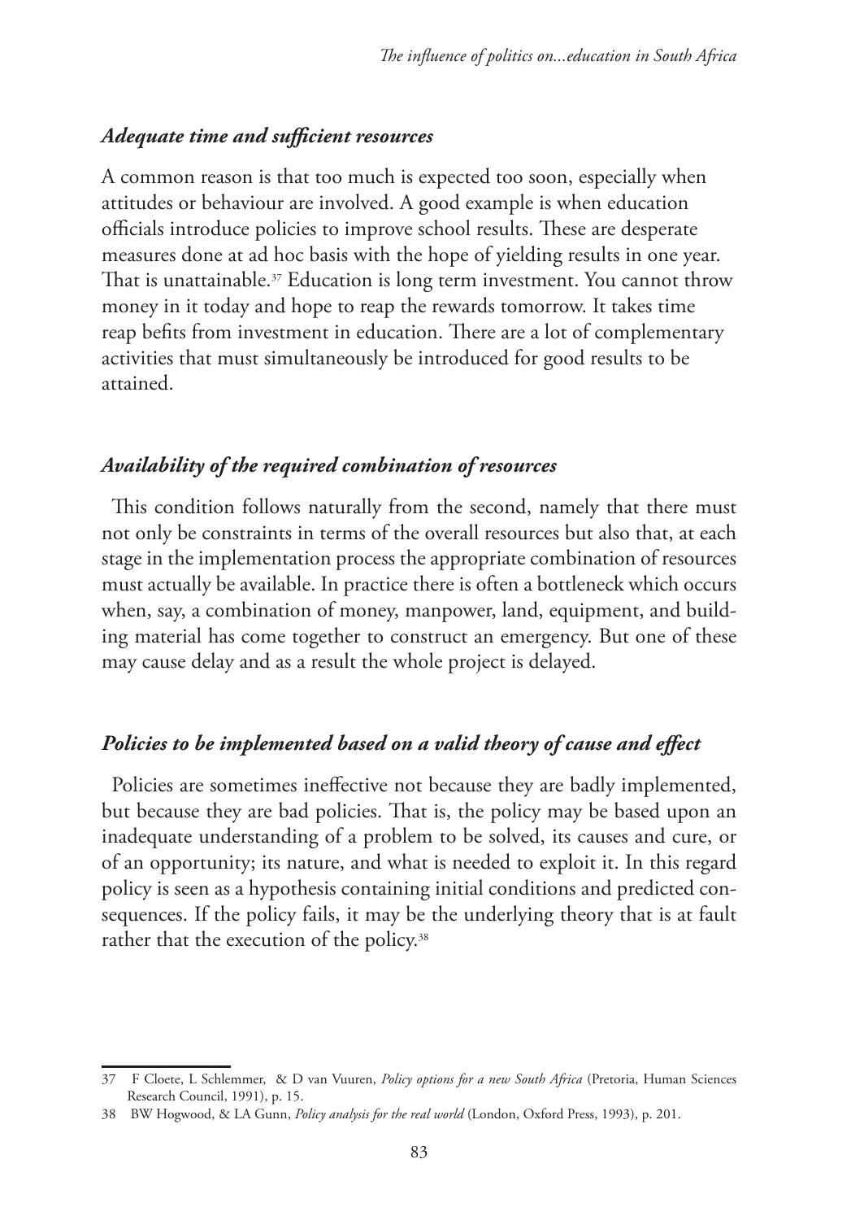### *Adequate time and sufficient resources*

A common reason is that too much is expected too soon, especially when attitudes or behaviour are involved. A good example is when education officials introduce policies to improve school results. These are desperate measures done at ad hoc basis with the hope of yielding results in one year. That is unattainable.[37] Education is long term investment. You cannot throw money in it today and hope to reap the rewards tomorrow. It takes time reap befits from investment in education. There are a lot of complementary activities that must simultaneously be introduced for good results to be attained.

### *Availability of the required combination of resources*

This condition follows naturally from the second, namely that there must not only be constraints in terms of the overall resources but also that, at each stage in the implementation process the appropriate combination of resources must actually be available. In practice there is often a bottleneck which occurs when, say, a combination of money, manpower, land, equipment, and building material has come together to construct an emergency. But one of these may cause delay and as a result the whole project is delayed.

### *Policies to be implemented based on a valid theory of cause and effect*

Policies are sometimes ineffective not because they are badly implemented, but because they are bad policies. That is, the policy may be based upon an inadequate understanding of a problem to be solved, its causes and cure, or of an opportunity; its nature, and what is needed to exploit it. In this regard policy is seen as a hypothesis containing initial conditions and predicted consequences. If the policy fails, it may be the underlying theory that is at fault rather that the execution of the policy.[38]

---

37 F Cloete, L Schlemmer, & D van Vuuren, *Policy options for a new South Africa* (Pretoria, Human Sciences Research Council, 1991), p. 15.

38 BW Hogwood, & LA Gunn, *Policy analysis for the real world* (London, Oxford Press, 1993), p. 201.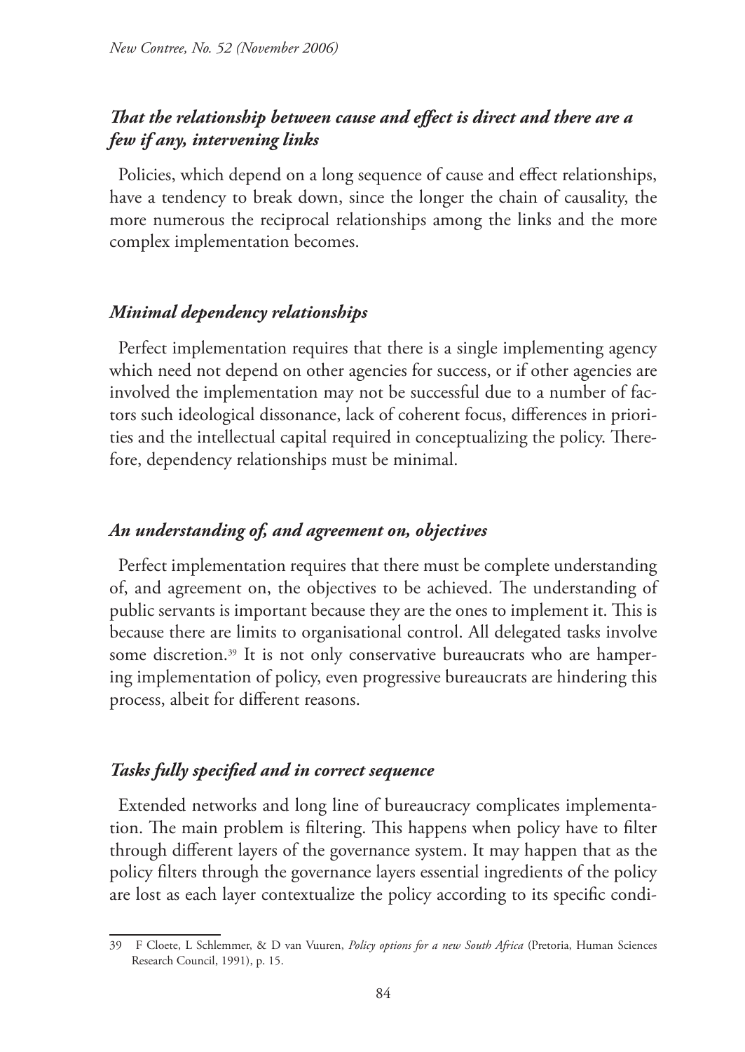### *That the relationship between cause and effect is direct and there are a few if any, intervening links*

Policies, which depend on a long sequence of cause and effect relationships, have a tendency to break down, since the longer the chain of causality, the more numerous the reciprocal relationships among the links and the more complex implementation becomes.

### *Minimal dependency relationships*

Perfect implementation requires that there is a single implementing agency which need not depend on other agencies for success, or if other agencies are involved the implementation may not be successful due to a number of factors such ideological dissonance, lack of coherent focus, differences in priorities and the intellectual capital required in conceptualizing the policy. Therefore, dependency relationships must be minimal.

### *An understanding of, and agreement on, objectives*

Perfect implementation requires that there must be complete understanding of, and agreement on, the objectives to be achieved. The understanding of public servants is important because they are the ones to implement it. This is because there are limits to organisational control. All delegated tasks involve some discretion.[39] It is not only conservative bureaucrats who are hampering implementation of policy, even progressive bureaucrats are hindering this process, albeit for different reasons.

### *Tasks fully specified and in correct sequence*

Extended networks and long line of bureaucracy complicates implementation. The main problem is filtering. This happens when policy have to filter through different layers of the governance system. It may happen that as the policy filters through the governance layers essential ingredients of the policy are lost as each layer contextualize the policy according to its specific condi-

---

39 F Cloete, L Schlemmer, & D van Vuuren, *Policy options for a new South Africa* (Pretoria, Human Sciences Research Council, 1991), p. 15.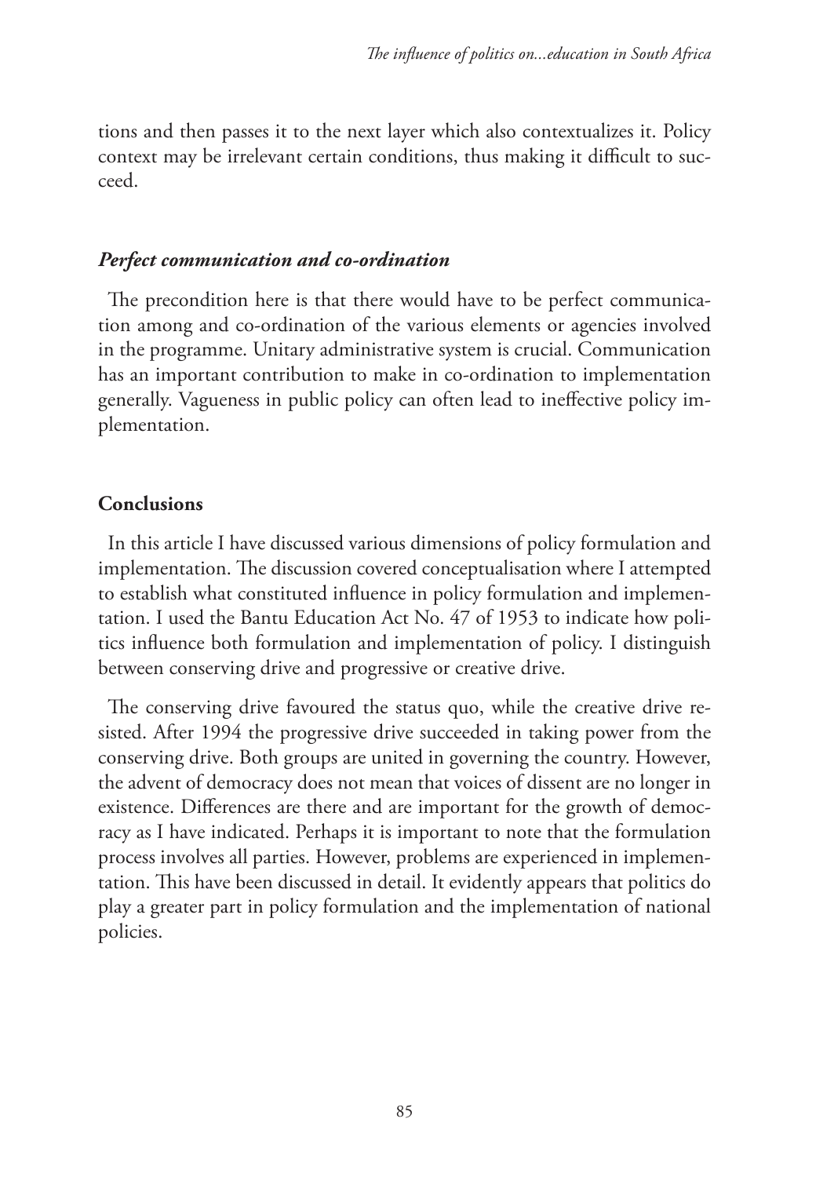tions and then passes it to the next layer which also contextualizes it. Policy context may be irrelevant certain conditions, thus making it difficult to succeed.

### *Perfect communication and co-ordination*

The precondition here is that there would have to be perfect communication among and co-ordination of the various elements or agencies involved in the programme. Unitary administrative system is crucial. Communication has an important contribution to make in co-ordination to implementation generally. Vagueness in public policy can often lead to ineffective policy implementation.

## Conclusions

In this article I have discussed various dimensions of policy formulation and implementation. The discussion covered conceptualisation where I attempted to establish what constituted influence in policy formulation and implementation. I used the Bantu Education Act No. 47 of 1953 to indicate how politics influence both formulation and implementation of policy. I distinguish between conserving drive and progressive or creative drive.

The conserving drive favoured the status quo, while the creative drive resisted. After 1994 the progressive drive succeeded in taking power from the conserving drive. Both groups are united in governing the country. However, the advent of democracy does not mean that voices of dissent are no longer in existence. Differences are there and are important for the growth of democracy as I have indicated. Perhaps it is important to note that the formulation process involves all parties. However, problems are experienced in implementation. This have been discussed in detail. It evidently appears that politics do play a greater part in policy formulation and the implementation of national policies.